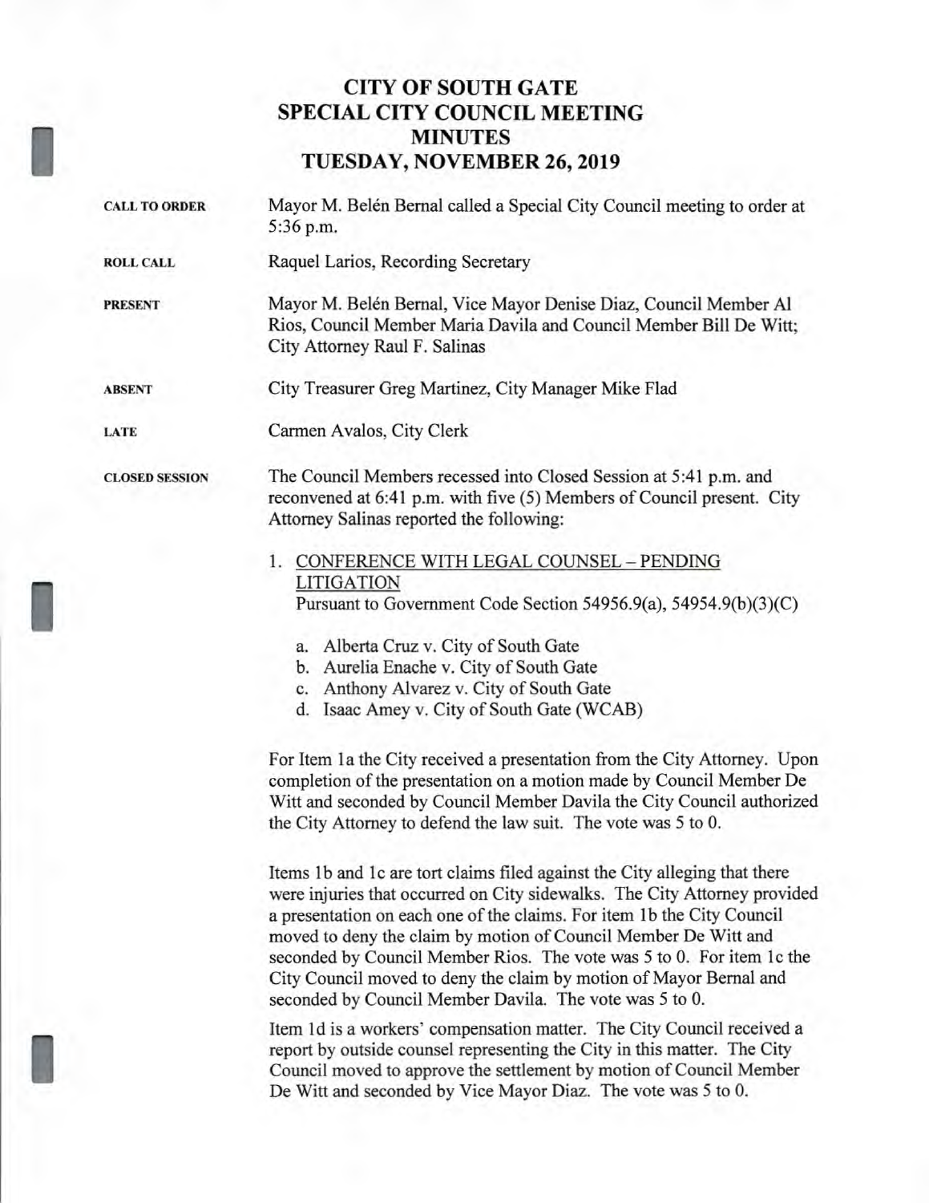# CITY OF SOUTH GATE
# SPECIAL CITY COUNCIL MEETING
# MINUTES
# TUESDAY, NOVEMBER 26, 2019

**CALL TO ORDER**

Mayor M. Belén Bernal called a Special City Council meeting to order at 5:36 p.m.

**ROLL CALL**

Raquel Larios, Recording Secretary

**PRESENT**

Mayor M. Belén Bernal, Vice Mayor Denise Diaz, Council Member Al Rios, Council Member Maria Davila and Council Member Bill De Witt; City Attorney Raul F. Salinas

**ABSENT**

City Treasurer Greg Martinez, City Manager Mike Flad

**LATE**

Carmen Avalos, City Clerk

**CLOSED SESSION**

The Council Members recessed into Closed Session at 5:41 p.m. and reconvened at 6:41 p.m. with five (5) Members of Council present. City Attorney Salinas reported the following:

1. CONFERENCE WITH LEGAL COUNSEL – PENDING LITIGATION
   Pursuant to Government Code Section 54956.9(a), 54954.9(b)(3)(C)

   a. Alberta Cruz v. City of South Gate
   b. Aurelia Enache v. City of South Gate
   c. Anthony Alvarez v. City of South Gate
   d. Isaac Amey v. City of South Gate (WCAB)

For Item 1a the City received a presentation from the City Attorney. Upon completion of the presentation on a motion made by Council Member De Witt and seconded by Council Member Davila the City Council authorized the City Attorney to defend the law suit. The vote was 5 to 0.

Items 1b and 1c are tort claims filed against the City alleging that there were injuries that occurred on City sidewalks. The City Attorney provided a presentation on each one of the claims. For item 1b the City Council moved to deny the claim by motion of Council Member De Witt and seconded by Council Member Rios. The vote was 5 to 0. For item 1c the City Council moved to deny the claim by motion of Mayor Bernal and seconded by Council Member Davila. The vote was 5 to 0.

Item 1d is a workers' compensation matter. The City Council received a report by outside counsel representing the City in this matter. The City Council moved to approve the settlement by motion of Council Member De Witt and seconded by Vice Mayor Diaz. The vote was 5 to 0.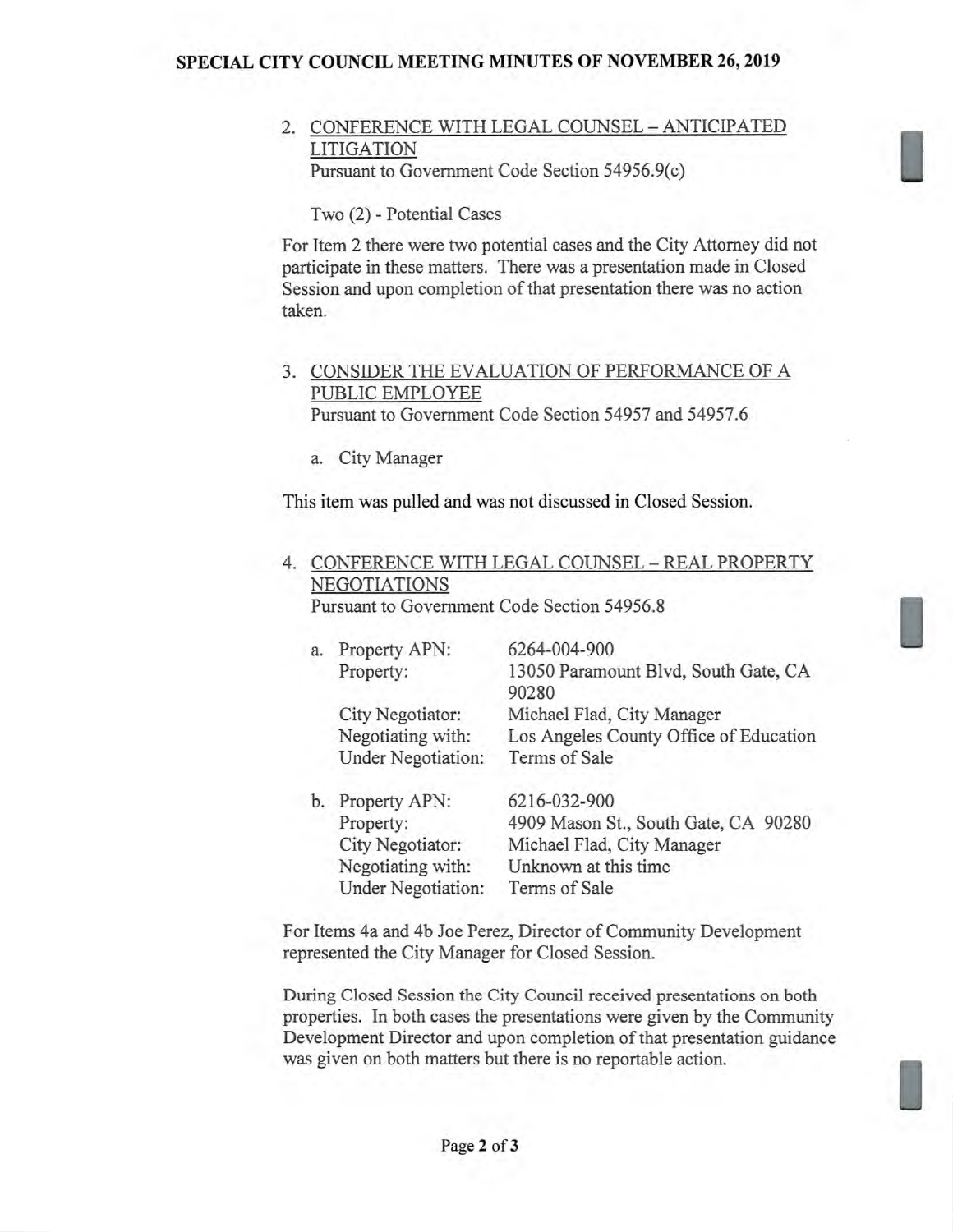2. CONFERENCE WITH LEGAL COUNSEL – ANTICIPATED LITIGATION
   Pursuant to Government Code Section 54956.9(c)

   Two (2) - Potential Cases

   For Item 2 there were two potential cases and the City Attorney did not participate in these matters. There was a presentation made in Closed Session and upon completion of that presentation there was no action taken.

3. CONSIDER THE EVALUATION OF PERFORMANCE OF A PUBLIC EMPLOYEE
   Pursuant to Government Code Section 54957 and 54957.6

   a. City Manager

   This item was pulled and was not discussed in Closed Session.

4. CONFERENCE WITH LEGAL COUNSEL – REAL PROPERTY NEGOTIATIONS
   Pursuant to Government Code Section 54956.8

   a. Property APN: 6264-004-900
      Property: 13050 Paramount Blvd, South Gate, CA 90280
      City Negotiator: Michael Flad, City Manager
      Negotiating with: Los Angeles County Office of Education
      Under Negotiation: Terms of Sale

   b. Property APN: 6216-032-900
      Property: 4909 Mason St., South Gate, CA 90280
      City Negotiator: Michael Flad, City Manager
      Negotiating with: Unknown at this time
      Under Negotiation: Terms of Sale

   For Items 4a and 4b Joe Perez, Director of Community Development represented the City Manager for Closed Session.

   During Closed Session the City Council received presentations on both properties. In both cases the presentations were given by the Community Development Director and upon completion of that presentation guidance was given on both matters but there is no reportable action.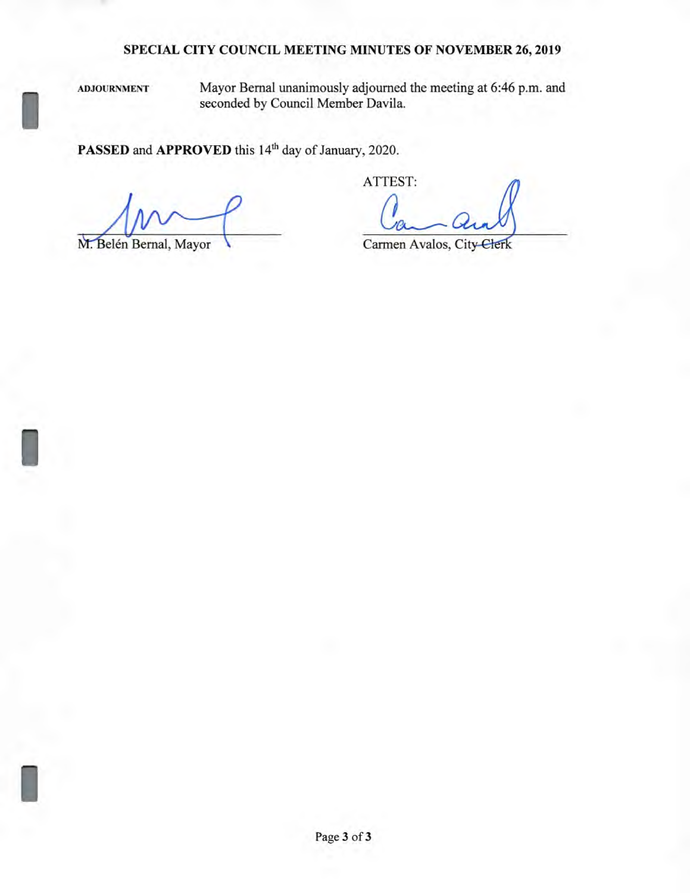SPECIAL CITY COUNCIL MEETING MINUTES OF NOVEMBER 26, 2019

**ADJOURNMENT** Mayor Bernal unanimously adjourned the meeting at 6:46 p.m. and seconded by Council Member Davila.

**PASSED** and **APPROVED** this 14th day of January, 2020.

M. Belén Bernal, Mayor

ATTEST:

Carmen Avalos, City Clerk